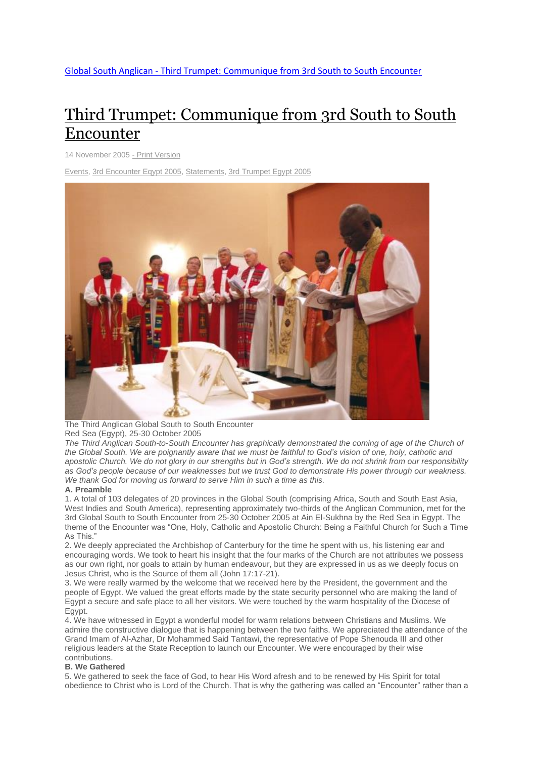Global South Anglican - Third Trumpet: Communique from 3rd South to South Encounter

# Third Trumpet: Communique from 3rd South to South Encounter

14 November 2005 - Print Version

Events, 3rd Encounter Egypt 2005, Statements, 3rd Trumpet Egypt 2005

The Third Anglican Global South to South Encounter
Red Sea (Egypt), 25-30 October 2005

*The Third Anglican South-to-South Encounter has graphically demonstrated the coming of age of the Church of the Global South. We are poignantly aware that we must be faithful to God's vision of one, holy, catholic and apostolic Church. We do not glory in our strengths but in God's strength. We do not shrink from our responsibility as God's people because of our weaknesses but we trust God to demonstrate His power through our weakness. We thank God for moving us forward to serve Him in such a time as this.*

**A. Preamble**

1. A total of 103 delegates of 20 provinces in the Global South (comprising Africa, South and South East Asia, West Indies and South America), representing approximately two-thirds of the Anglican Communion, met for the 3rd Global South to South Encounter from 25-30 October 2005 at Ain El-Sukhna by the Red Sea in Egypt. The theme of the Encounter was "One, Holy, Catholic and Apostolic Church: Being a Faithful Church for Such a Time As This."

2. We deeply appreciated the Archbishop of Canterbury for the time he spent with us, his listening ear and encouraging words. We took to heart his insight that the four marks of the Church are not attributes we possess as our own right, nor goals to attain by human endeavour, but they are expressed in us as we deeply focus on Jesus Christ, who is the Source of them all (John 17:17-21).

3. We were really warmed by the welcome that we received here by the President, the government and the people of Egypt. We valued the great efforts made by the state security personnel who are making the land of Egypt a secure and safe place to all her visitors. We were touched by the warm hospitality of the Diocese of Egypt.

4. We have witnessed in Egypt a wonderful model for warm relations between Christians and Muslims. We admire the constructive dialogue that is happening between the two faiths. We appreciated the attendance of the Grand Imam of Al-Azhar, Dr Mohammed Said Tantawi, the representative of Pope Shenouda III and other religious leaders at the State Reception to launch our Encounter. We were encouraged by their wise contributions.

**B. We Gathered**

5. We gathered to seek the face of God, to hear His Word afresh and to be renewed by His Spirit for total obedience to Christ who is Lord of the Church. That is why the gathering was called an "Encounter" rather than a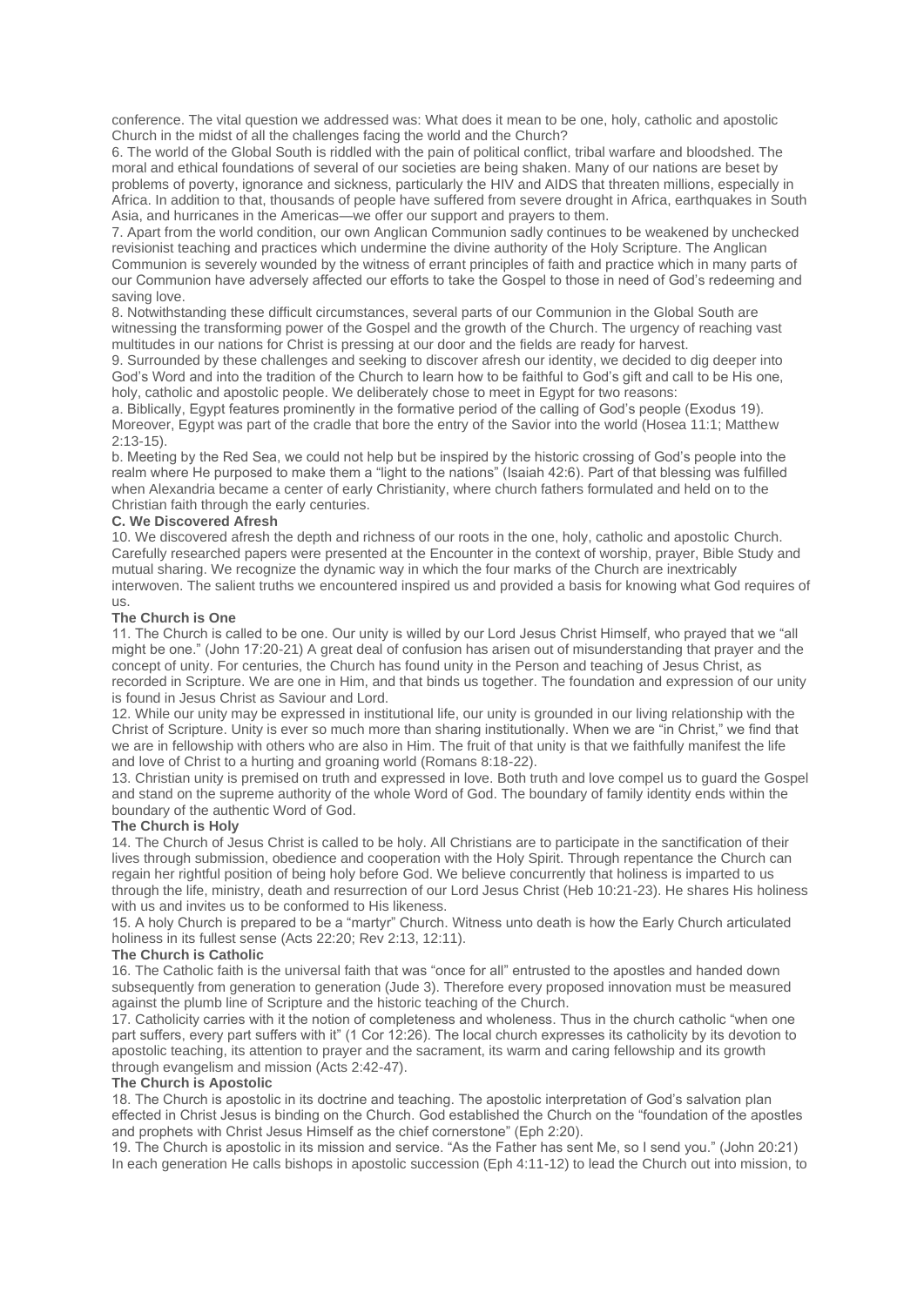conference. The vital question we addressed was: What does it mean to be one, holy, catholic and apostolic Church in the midst of all the challenges facing the world and the Church?

6. The world of the Global South is riddled with the pain of political conflict, tribal warfare and bloodshed. The moral and ethical foundations of several of our societies are being shaken. Many of our nations are beset by problems of poverty, ignorance and sickness, particularly the HIV and AIDS that threaten millions, especially in Africa. In addition to that, thousands of people have suffered from severe drought in Africa, earthquakes in South Asia, and hurricanes in the Americas—we offer our support and prayers to them.

7. Apart from the world condition, our own Anglican Communion sadly continues to be weakened by unchecked revisionist teaching and practices which undermine the divine authority of the Holy Scripture. The Anglican Communion is severely wounded by the witness of errant principles of faith and practice which in many parts of our Communion have adversely affected our efforts to take the Gospel to those in need of God's redeeming and saving love.

8. Notwithstanding these difficult circumstances, several parts of our Communion in the Global South are witnessing the transforming power of the Gospel and the growth of the Church. The urgency of reaching vast multitudes in our nations for Christ is pressing at our door and the fields are ready for harvest.

9. Surrounded by these challenges and seeking to discover afresh our identity, we decided to dig deeper into God's Word and into the tradition of the Church to learn how to be faithful to God's gift and call to be His one, holy, catholic and apostolic people. We deliberately chose to meet in Egypt for two reasons:

a. Biblically, Egypt features prominently in the formative period of the calling of God's people (Exodus 19). Moreover, Egypt was part of the cradle that bore the entry of the Savior into the world (Hosea 11:1; Matthew 2:13-15).

b. Meeting by the Red Sea, we could not help but be inspired by the historic crossing of God's people into the realm where He purposed to make them a "light to the nations" (Isaiah 42:6). Part of that blessing was fulfilled when Alexandria became a center of early Christianity, where church fathers formulated and held on to the Christian faith through the early centuries.

**C. We Discovered Afresh**

10. We discovered afresh the depth and richness of our roots in the one, holy, catholic and apostolic Church. Carefully researched papers were presented at the Encounter in the context of worship, prayer, Bible Study and mutual sharing. We recognize the dynamic way in which the four marks of the Church are inextricably interwoven. The salient truths we encountered inspired us and provided a basis for knowing what God requires of us.

**The Church is One**

11. The Church is called to be one. Our unity is willed by our Lord Jesus Christ Himself, who prayed that we "all might be one." (John 17:20-21) A great deal of confusion has arisen out of misunderstanding that prayer and the concept of unity. For centuries, the Church has found unity in the Person and teaching of Jesus Christ, as recorded in Scripture. We are one in Him, and that binds us together. The foundation and expression of our unity is found in Jesus Christ as Saviour and Lord.

12. While our unity may be expressed in institutional life, our unity is grounded in our living relationship with the Christ of Scripture. Unity is ever so much more than sharing institutionally. When we are "in Christ," we find that we are in fellowship with others who are also in Him. The fruit of that unity is that we faithfully manifest the life and love of Christ to a hurting and groaning world (Romans 8:18-22).

13. Christian unity is premised on truth and expressed in love. Both truth and love compel us to guard the Gospel and stand on the supreme authority of the whole Word of God. The boundary of family identity ends within the boundary of the authentic Word of God.

**The Church is Holy**

14. The Church of Jesus Christ is called to be holy. All Christians are to participate in the sanctification of their lives through submission, obedience and cooperation with the Holy Spirit. Through repentance the Church can regain her rightful position of being holy before God. We believe concurrently that holiness is imparted to us through the life, ministry, death and resurrection of our Lord Jesus Christ (Heb 10:21-23). He shares His holiness with us and invites us to be conformed to His likeness.

15. A holy Church is prepared to be a "martyr" Church. Witness unto death is how the Early Church articulated holiness in its fullest sense (Acts 22:20; Rev 2:13, 12:11).

**The Church is Catholic**

16. The Catholic faith is the universal faith that was "once for all" entrusted to the apostles and handed down subsequently from generation to generation (Jude 3). Therefore every proposed innovation must be measured against the plumb line of Scripture and the historic teaching of the Church.

17. Catholicity carries with it the notion of completeness and wholeness. Thus in the church catholic "when one part suffers, every part suffers with it" (1 Cor 12:26). The local church expresses its catholicity by its devotion to apostolic teaching, its attention to prayer and the sacrament, its warm and caring fellowship and its growth through evangelism and mission (Acts 2:42-47).

**The Church is Apostolic**

18. The Church is apostolic in its doctrine and teaching. The apostolic interpretation of God's salvation plan effected in Christ Jesus is binding on the Church. God established the Church on the "foundation of the apostles and prophets with Christ Jesus Himself as the chief cornerstone" (Eph 2:20).

19. The Church is apostolic in its mission and service. "As the Father has sent Me, so I send you." (John 20:21) In each generation He calls bishops in apostolic succession (Eph 4:11-12) to lead the Church out into mission, to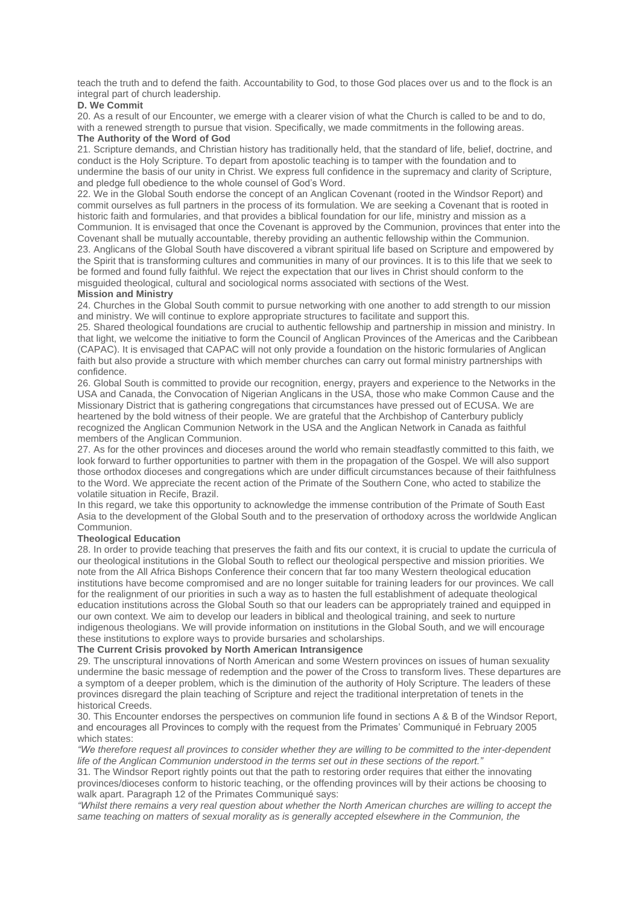teach the truth and to defend the faith. Accountability to God, to those God places over us and to the flock is an integral part of church leadership.

**D. We Commit**

20. As a result of our Encounter, we emerge with a clearer vision of what the Church is called to be and to do, with a renewed strength to pursue that vision. Specifically, we made commitments in the following areas.

**The Authority of the Word of God**

21. Scripture demands, and Christian history has traditionally held, that the standard of life, belief, doctrine, and conduct is the Holy Scripture. To depart from apostolic teaching is to tamper with the foundation and to undermine the basis of our unity in Christ. We express full confidence in the supremacy and clarity of Scripture, and pledge full obedience to the whole counsel of God's Word.

22. We in the Global South endorse the concept of an Anglican Covenant (rooted in the Windsor Report) and commit ourselves as full partners in the process of its formulation. We are seeking a Covenant that is rooted in historic faith and formularies, and that provides a biblical foundation for our life, ministry and mission as a Communion. It is envisaged that once the Covenant is approved by the Communion, provinces that enter into the Covenant shall be mutually accountable, thereby providing an authentic fellowship within the Communion.

23. Anglicans of the Global South have discovered a vibrant spiritual life based on Scripture and empowered by the Spirit that is transforming cultures and communities in many of our provinces. It is to this life that we seek to be formed and found fully faithful. We reject the expectation that our lives in Christ should conform to the misguided theological, cultural and sociological norms associated with sections of the West.

**Mission and Ministry**

24. Churches in the Global South commit to pursue networking with one another to add strength to our mission and ministry. We will continue to explore appropriate structures to facilitate and support this.

25. Shared theological foundations are crucial to authentic fellowship and partnership in mission and ministry. In that light, we welcome the initiative to form the Council of Anglican Provinces of the Americas and the Caribbean (CAPAC). It is envisaged that CAPAC will not only provide a foundation on the historic formularies of Anglican faith but also provide a structure with which member churches can carry out formal ministry partnerships with confidence.

26. Global South is committed to provide our recognition, energy, prayers and experience to the Networks in the USA and Canada, the Convocation of Nigerian Anglicans in the USA, those who make Common Cause and the Missionary District that is gathering congregations that circumstances have pressed out of ECUSA. We are heartened by the bold witness of their people. We are grateful that the Archbishop of Canterbury publicly recognized the Anglican Communion Network in the USA and the Anglican Network in Canada as faithful members of the Anglican Communion.

27. As for the other provinces and dioceses around the world who remain steadfastly committed to this faith, we look forward to further opportunities to partner with them in the propagation of the Gospel. We will also support those orthodox dioceses and congregations which are under difficult circumstances because of their faithfulness to the Word. We appreciate the recent action of the Primate of the Southern Cone, who acted to stabilize the volatile situation in Recife, Brazil.

In this regard, we take this opportunity to acknowledge the immense contribution of the Primate of South East Asia to the development of the Global South and to the preservation of orthodoxy across the worldwide Anglican Communion.

**Theological Education**

28. In order to provide teaching that preserves the faith and fits our context, it is crucial to update the curricula of our theological institutions in the Global South to reflect our theological perspective and mission priorities. We note from the All Africa Bishops Conference their concern that far too many Western theological education institutions have become compromised and are no longer suitable for training leaders for our provinces. We call for the realignment of our priorities in such a way as to hasten the full establishment of adequate theological education institutions across the Global South so that our leaders can be appropriately trained and equipped in our own context. We aim to develop our leaders in biblical and theological training, and seek to nurture indigenous theologians. We will provide information on institutions in the Global South, and we will encourage these institutions to explore ways to provide bursaries and scholarships.

**The Current Crisis provoked by North American Intransigence**

29. The unscriptural innovations of North American and some Western provinces on issues of human sexuality undermine the basic message of redemption and the power of the Cross to transform lives. These departures are a symptom of a deeper problem, which is the diminution of the authority of Holy Scripture. The leaders of these provinces disregard the plain teaching of Scripture and reject the traditional interpretation of tenets in the historical Creeds.

30. This Encounter endorses the perspectives on communion life found in sections A & B of the Windsor Report, and encourages all Provinces to comply with the request from the Primates' Communiqué in February 2005 which states:

*"We therefore request all provinces to consider whether they are willing to be committed to the inter-dependent life of the Anglican Communion understood in the terms set out in these sections of the report."*

31. The Windsor Report rightly points out that the path to restoring order requires that either the innovating provinces/dioceses conform to historic teaching, or the offending provinces will by their actions be choosing to walk apart. Paragraph 12 of the Primates Communiqué says:

*"Whilst there remains a very real question about whether the North American churches are willing to accept the same teaching on matters of sexual morality as is generally accepted elsewhere in the Communion, the*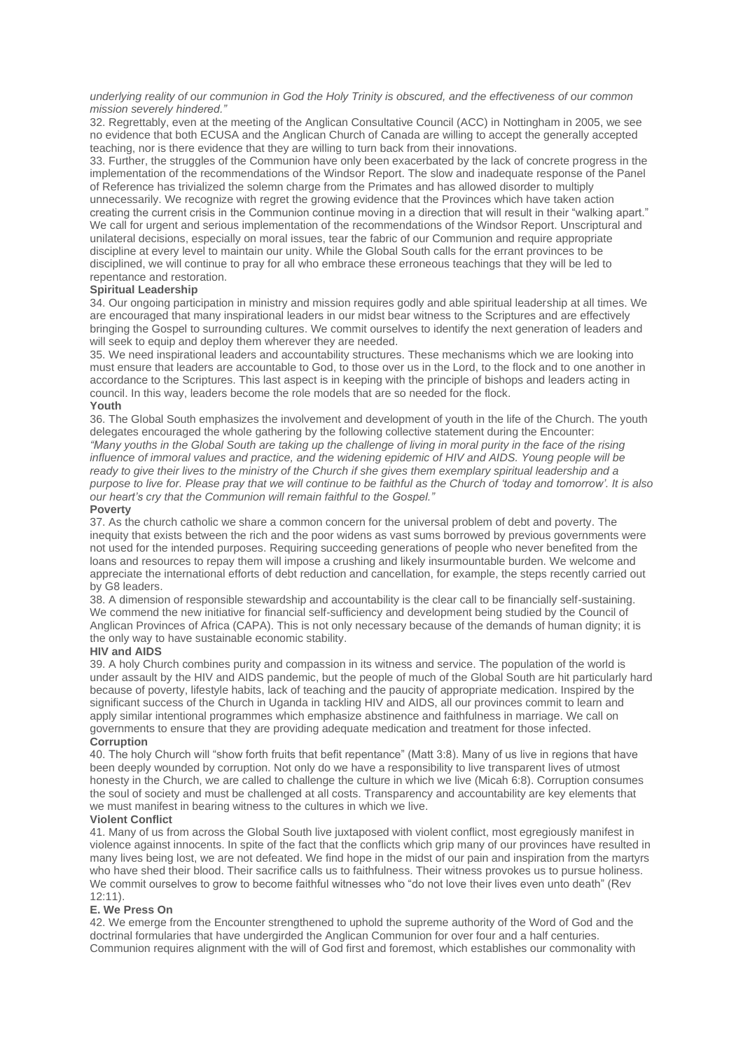*underlying reality of our communion in God the Holy Trinity is obscured, and the effectiveness of our common mission severely hindered."*

32. Regrettably, even at the meeting of the Anglican Consultative Council (ACC) in Nottingham in 2005, we see no evidence that both ECUSA and the Anglican Church of Canada are willing to accept the generally accepted teaching, nor is there evidence that they are willing to turn back from their innovations.

33. Further, the struggles of the Communion have only been exacerbated by the lack of concrete progress in the implementation of the recommendations of the Windsor Report. The slow and inadequate response of the Panel of Reference has trivialized the solemn charge from the Primates and has allowed disorder to multiply unnecessarily. We recognize with regret the growing evidence that the Provinces which have taken action creating the current crisis in the Communion continue moving in a direction that will result in their "walking apart." We call for urgent and serious implementation of the recommendations of the Windsor Report. Unscriptural and unilateral decisions, especially on moral issues, tear the fabric of our Communion and require appropriate discipline at every level to maintain our unity. While the Global South calls for the errant provinces to be disciplined, we will continue to pray for all who embrace these erroneous teachings that they will be led to repentance and restoration.

**Spiritual Leadership**

34. Our ongoing participation in ministry and mission requires godly and able spiritual leadership at all times. We are encouraged that many inspirational leaders in our midst bear witness to the Scriptures and are effectively bringing the Gospel to surrounding cultures. We commit ourselves to identify the next generation of leaders and will seek to equip and deploy them wherever they are needed.

35. We need inspirational leaders and accountability structures. These mechanisms which we are looking into must ensure that leaders are accountable to God, to those over us in the Lord, to the flock and to one another in accordance to the Scriptures. This last aspect is in keeping with the principle of bishops and leaders acting in council. In this way, leaders become the role models that are so needed for the flock.

**Youth**

36. The Global South emphasizes the involvement and development of youth in the life of the Church. The youth delegates encouraged the whole gathering by the following collective statement during the Encounter:

*"Many youths in the Global South are taking up the challenge of living in moral purity in the face of the rising influence of immoral values and practice, and the widening epidemic of HIV and AIDS. Young people will be ready to give their lives to the ministry of the Church if she gives them exemplary spiritual leadership and a purpose to live for. Please pray that we will continue to be faithful as the Church of 'today and tomorrow'. It is also our heart's cry that the Communion will remain faithful to the Gospel."*

**Poverty**

37. As the church catholic we share a common concern for the universal problem of debt and poverty. The inequity that exists between the rich and the poor widens as vast sums borrowed by previous governments were not used for the intended purposes. Requiring succeeding generations of people who never benefited from the loans and resources to repay them will impose a crushing and likely insurmountable burden. We welcome and appreciate the international efforts of debt reduction and cancellation, for example, the steps recently carried out by G8 leaders.

38. A dimension of responsible stewardship and accountability is the clear call to be financially self-sustaining. We commend the new initiative for financial self-sufficiency and development being studied by the Council of Anglican Provinces of Africa (CAPA). This is not only necessary because of the demands of human dignity; it is the only way to have sustainable economic stability.

**HIV and AIDS**

39. A holy Church combines purity and compassion in its witness and service. The population of the world is under assault by the HIV and AIDS pandemic, but the people of much of the Global South are hit particularly hard because of poverty, lifestyle habits, lack of teaching and the paucity of appropriate medication. Inspired by the significant success of the Church in Uganda in tackling HIV and AIDS, all our provinces commit to learn and apply similar intentional programmes which emphasize abstinence and faithfulness in marriage. We call on governments to ensure that they are providing adequate medication and treatment for those infected.

**Corruption**

40. The holy Church will "show forth fruits that befit repentance" (Matt 3:8). Many of us live in regions that have been deeply wounded by corruption. Not only do we have a responsibility to live transparent lives of utmost honesty in the Church, we are called to challenge the culture in which we live (Micah 6:8). Corruption consumes the soul of society and must be challenged at all costs. Transparency and accountability are key elements that we must manifest in bearing witness to the cultures in which we live.

**Violent Conflict**

41. Many of us from across the Global South live juxtaposed with violent conflict, most egregiously manifest in violence against innocents. In spite of the fact that the conflicts which grip many of our provinces have resulted in many lives being lost, we are not defeated. We find hope in the midst of our pain and inspiration from the martyrs who have shed their blood. Their sacrifice calls us to faithfulness. Their witness provokes us to pursue holiness. We commit ourselves to grow to become faithful witnesses who "do not love their lives even unto death" (Rev 12:11).

**E. We Press On**

42. We emerge from the Encounter strengthened to uphold the supreme authority of the Word of God and the doctrinal formularies that have undergirded the Anglican Communion for over four and a half centuries. Communion requires alignment with the will of God first and foremost, which establishes our commonality with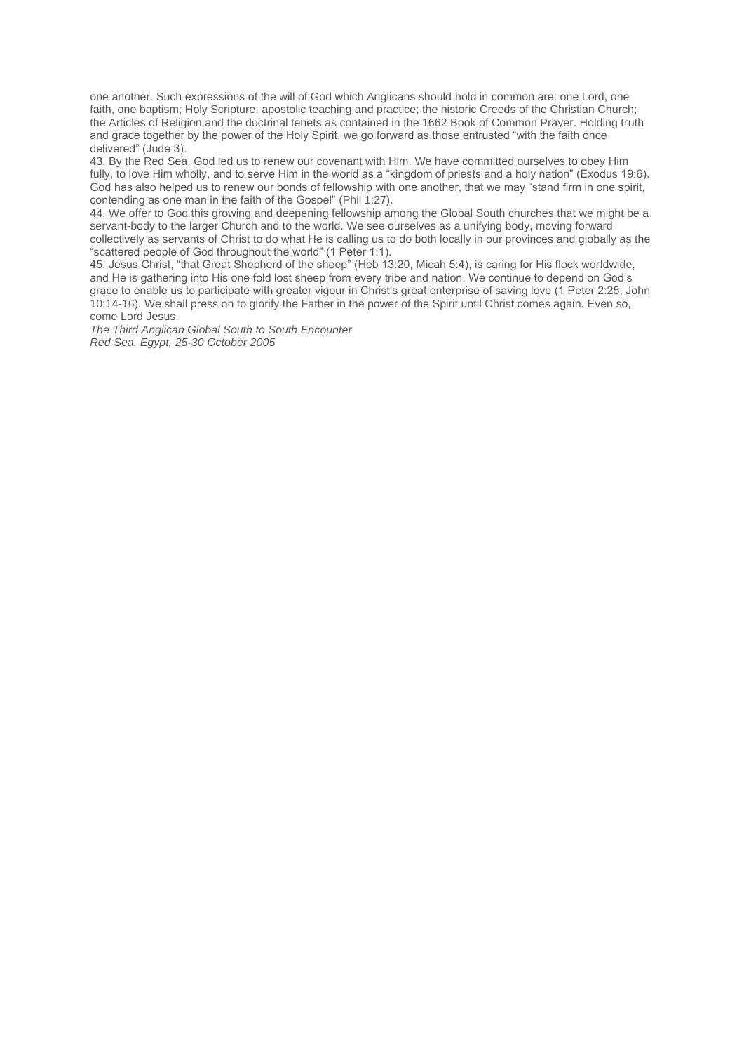one another. Such expressions of the will of God which Anglicans should hold in common are: one Lord, one faith, one baptism; Holy Scripture; apostolic teaching and practice; the historic Creeds of the Christian Church; the Articles of Religion and the doctrinal tenets as contained in the 1662 Book of Common Prayer. Holding truth and grace together by the power of the Holy Spirit, we go forward as those entrusted "with the faith once delivered" (Jude 3).

43. By the Red Sea, God led us to renew our covenant with Him. We have committed ourselves to obey Him fully, to love Him wholly, and to serve Him in the world as a "kingdom of priests and a holy nation" (Exodus 19:6). God has also helped us to renew our bonds of fellowship with one another, that we may "stand firm in one spirit, contending as one man in the faith of the Gospel" (Phil 1:27).

44. We offer to God this growing and deepening fellowship among the Global South churches that we might be a servant-body to the larger Church and to the world. We see ourselves as a unifying body, moving forward collectively as servants of Christ to do what He is calling us to do both locally in our provinces and globally as the "scattered people of God throughout the world" (1 Peter 1:1).

45. Jesus Christ, "that Great Shepherd of the sheep" (Heb 13:20, Micah 5:4), is caring for His flock worldwide, and He is gathering into His one fold lost sheep from every tribe and nation. We continue to depend on God's grace to enable us to participate with greater vigour in Christ's great enterprise of saving love (1 Peter 2:25, John 10:14-16). We shall press on to glorify the Father in the power of the Spirit until Christ comes again. Even so, come Lord Jesus.

*The Third Anglican Global South to South Encounter*
*Red Sea, Egypt, 25-30 October 2005*